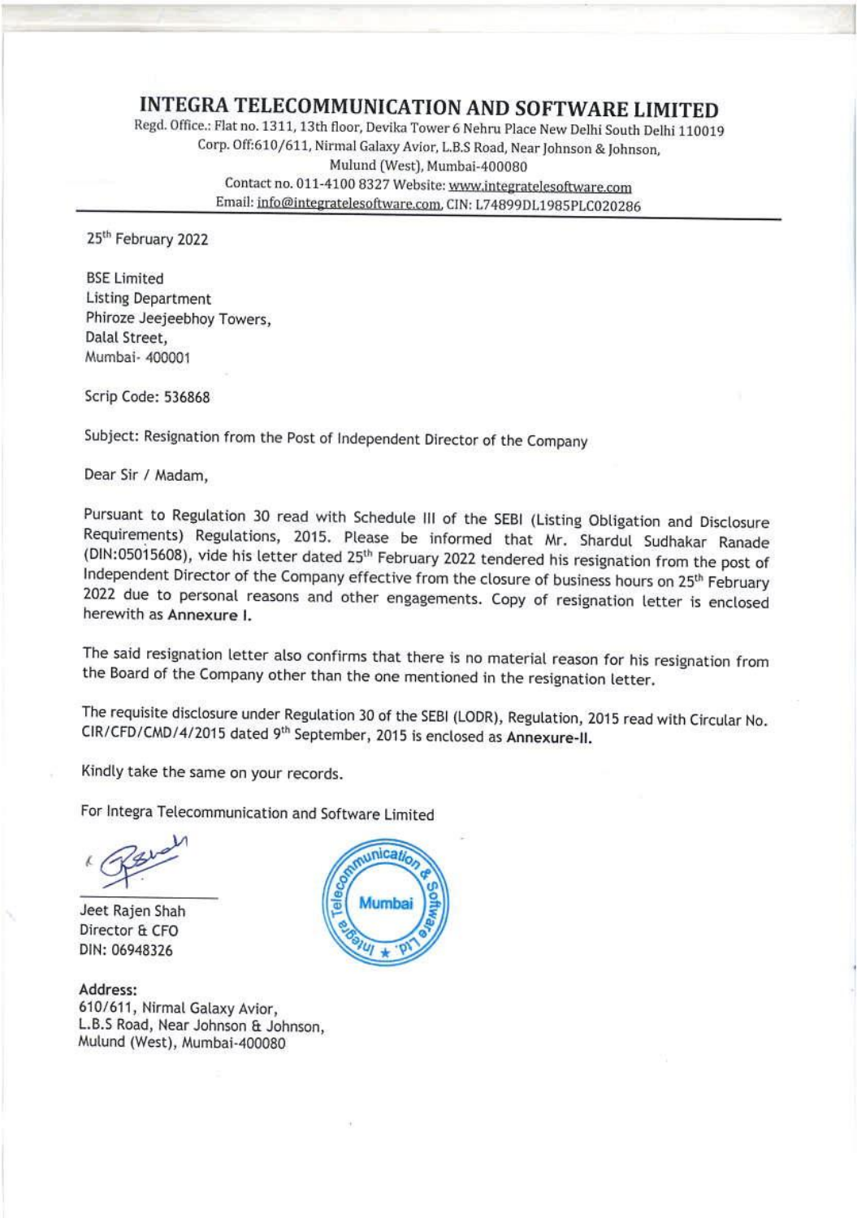# INTEGRA TELECOMMUNICATION AND SOFTWARE LIMITED

Regd. Office.: Flat no. 1311, 13th floor, Devika Tower 6 Nehru Place New Delhi South Delhi 110019
Corp. Off:610/611, Nirmal Galaxy Avior, L.B.S Road, Near Johnson & Johnson,
Mulund (West), Mumbai-400080
Contact no. 011-4100 8327 Website: www.integratelesoftware.com
Email: info@integratelesoftware.com, CIN: L74899DL1985PLC020286

---

25th February 2022

BSE Limited
Listing Department
Phiroze Jeejeebhoy Towers,
Dalal Street,
Mumbai- 400001

Scrip Code: 536868

Subject: Resignation from the Post of Independent Director of the Company

Dear Sir / Madam,

Pursuant to Regulation 30 read with Schedule III of the SEBI (Listing Obligation and Disclosure Requirements) Regulations, 2015. Please be informed that Mr. Shardul Sudhakar Ranade (DIN:05015608), vide his letter dated 25th February 2022 tendered his resignation from the post of Independent Director of the Company effective from the closure of business hours on 25th February 2022 due to personal reasons and other engagements. Copy of resignation letter is enclosed herewith as **Annexure I.**

The said resignation letter also confirms that there is no material reason for his resignation from the Board of the Company other than the one mentioned in the resignation letter.

The requisite disclosure under Regulation 30 of the SEBI (LODR), Regulation, 2015 read with Circular No. CIR/CFD/CMD/4/2015 dated 9th September, 2015 is enclosed as **Annexure-II.**

Kindly take the same on your records.

For Integra Telecommunication and Software Limited

Jeet Rajen Shah
Director & CFO
DIN: 06948326

**Address:**
610/611, Nirmal Galaxy Avior,
L.B.S Road, Near Johnson & Johnson,
Mulund (West), Mumbai-400080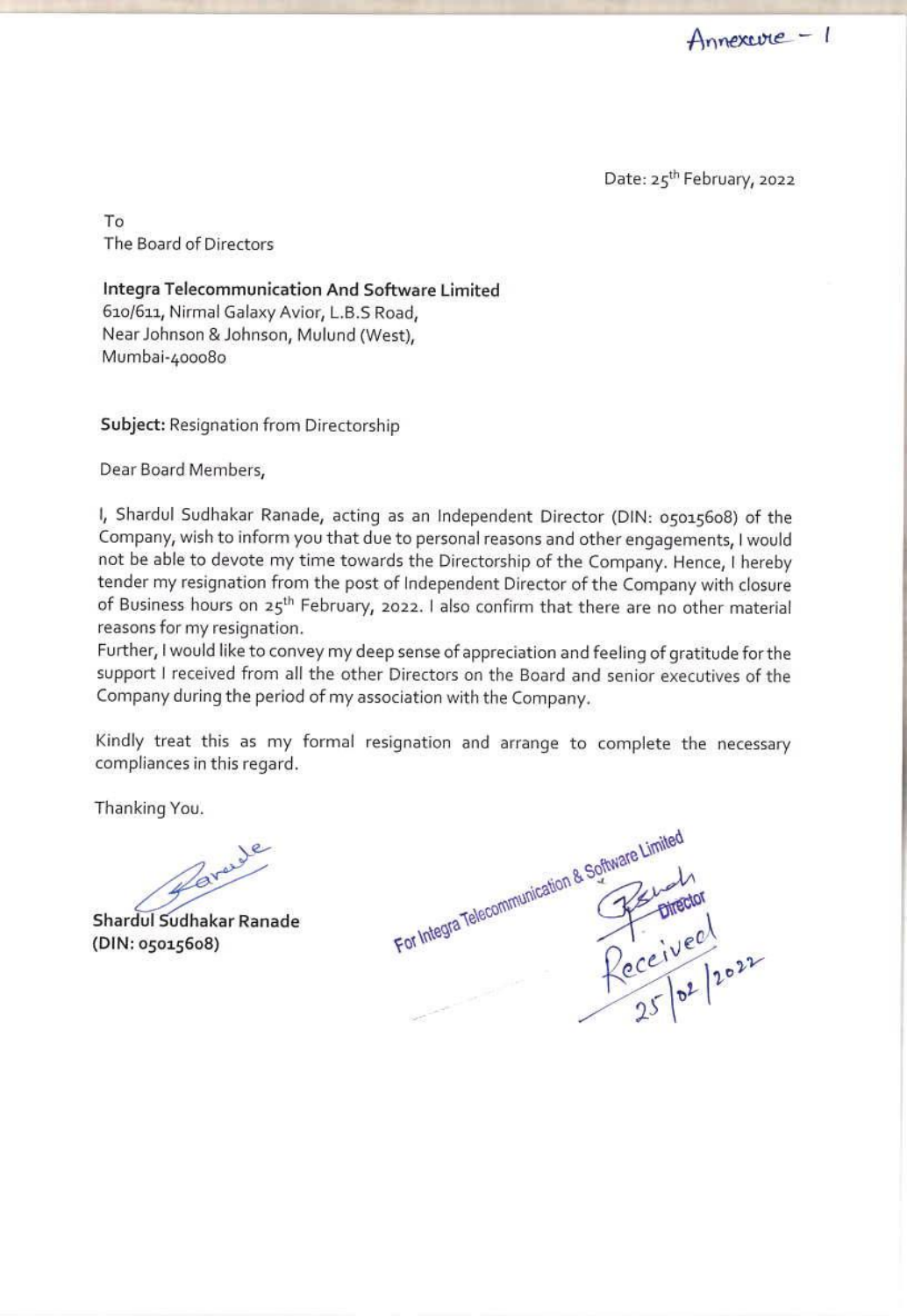Annexure - 1

Date: 25th February, 2022

To
The Board of Directors

**Integra Telecommunication And Software Limited**
610/611, Nirmal Galaxy Avior, L.B.S Road,
Near Johnson & Johnson, Mulund (West),
Mumbai-400080

**Subject:** Resignation from Directorship

Dear Board Members,

I, Shardul Sudhakar Ranade, acting as an Independent Director (DIN: 05015608) of the Company, wish to inform you that due to personal reasons and other engagements, I would not be able to devote my time towards the Directorship of the Company. Hence, I hereby tender my resignation from the post of Independent Director of the Company with closure of Business hours on 25th February, 2022. I also confirm that there are no other material reasons for my resignation.

Further, I would like to convey my deep sense of appreciation and feeling of gratitude for the support I received from all the other Directors on the Board and senior executives of the Company during the period of my association with the Company.

Kindly treat this as my formal resignation and arrange to complete the necessary compliances in this regard.

Thanking You.

**Shardul Sudhakar Ranade**
**(DIN: 05015608)**

For Integra Telecommunication & Software Limited
Director

Received
25/02/2022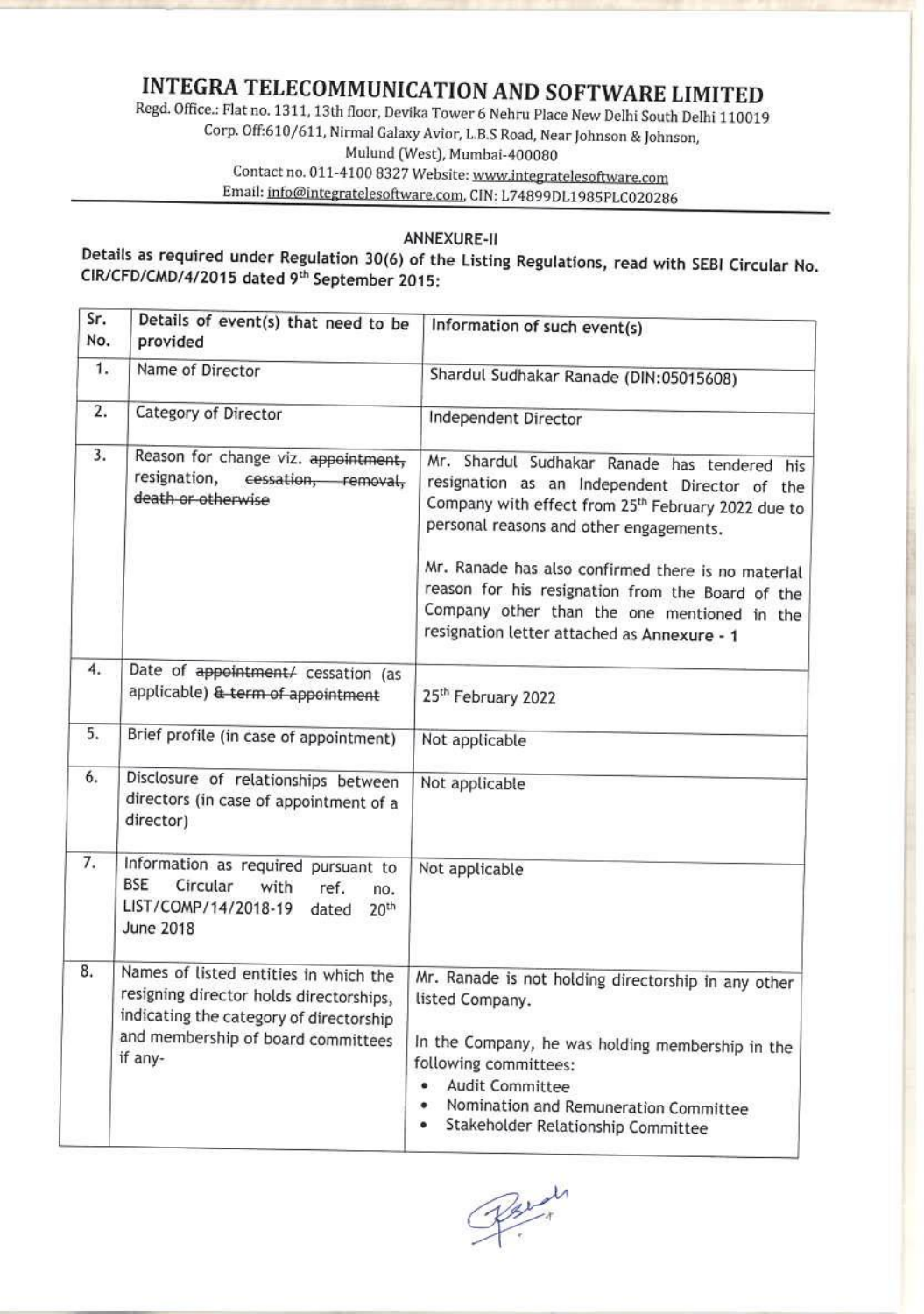# INTEGRA TELECOMMUNICATION AND SOFTWARE LIMITED

Regd. Office.: Flat no. 1311, 13th floor, Devika Tower 6 Nehru Place New Delhi South Delhi 110019
Corp. Off:610/611, Nirmal Galaxy Avior, L.B.S Road, Near Johnson & Johnson,
Mulund (West), Mumbai-400080
Contact no. 011-4100 8327 Website: www.integratelesoftware.com
Email: info@integratelesoftware.com, CIN: L74899DL1985PLC020286

## ANNEXURE-II

**Details as required under Regulation 30(6) of the Listing Regulations, read with SEBI Circular No. CIR/CFD/CMD/4/2015 dated 9th September 2015:**

| Sr. No. | Details of event(s) that need to be provided | Information of such event(s) |
|---|---|---|
| 1. | Name of Director | Shardul Sudhakar Ranade (DIN:05015608) |
| 2. | Category of Director | Independent Director |
| 3. | Reason for change viz. ~~appointment,~~ resignation, ~~cessation, removal, death or otherwise~~ | Mr. Shardul Sudhakar Ranade has tendered his resignation as an Independent Director of the Company with effect from 25th February 2022 due to personal reasons and other engagements.<br><br>Mr. Ranade has also confirmed there is no material reason for his resignation from the Board of the Company other than the one mentioned in the resignation letter attached as **Annexure - 1** |
| 4. | Date of ~~appointment/~~ cessation (as applicable) ~~& term of appointment~~ | 25th February 2022 |
| 5. | Brief profile (in case of appointment) | Not applicable |
| 6. | Disclosure of relationships between directors (in case of appointment of a director) | Not applicable |
| 7. | Information as required pursuant to BSE Circular with ref. no. LIST/COMP/14/2018-19 dated 20th June 2018 | Not applicable |
| 8. | Names of listed entities in which the resigning director holds directorships, indicating the category of directorship and membership of board committees if any- | Mr. Ranade is not holding directorship in any other listed Company.<br><br>In the Company, he was holding membership in the following committees:<br>• Audit Committee<br>• Nomination and Remuneration Committee<br>• Stakeholder Relationship Committee |